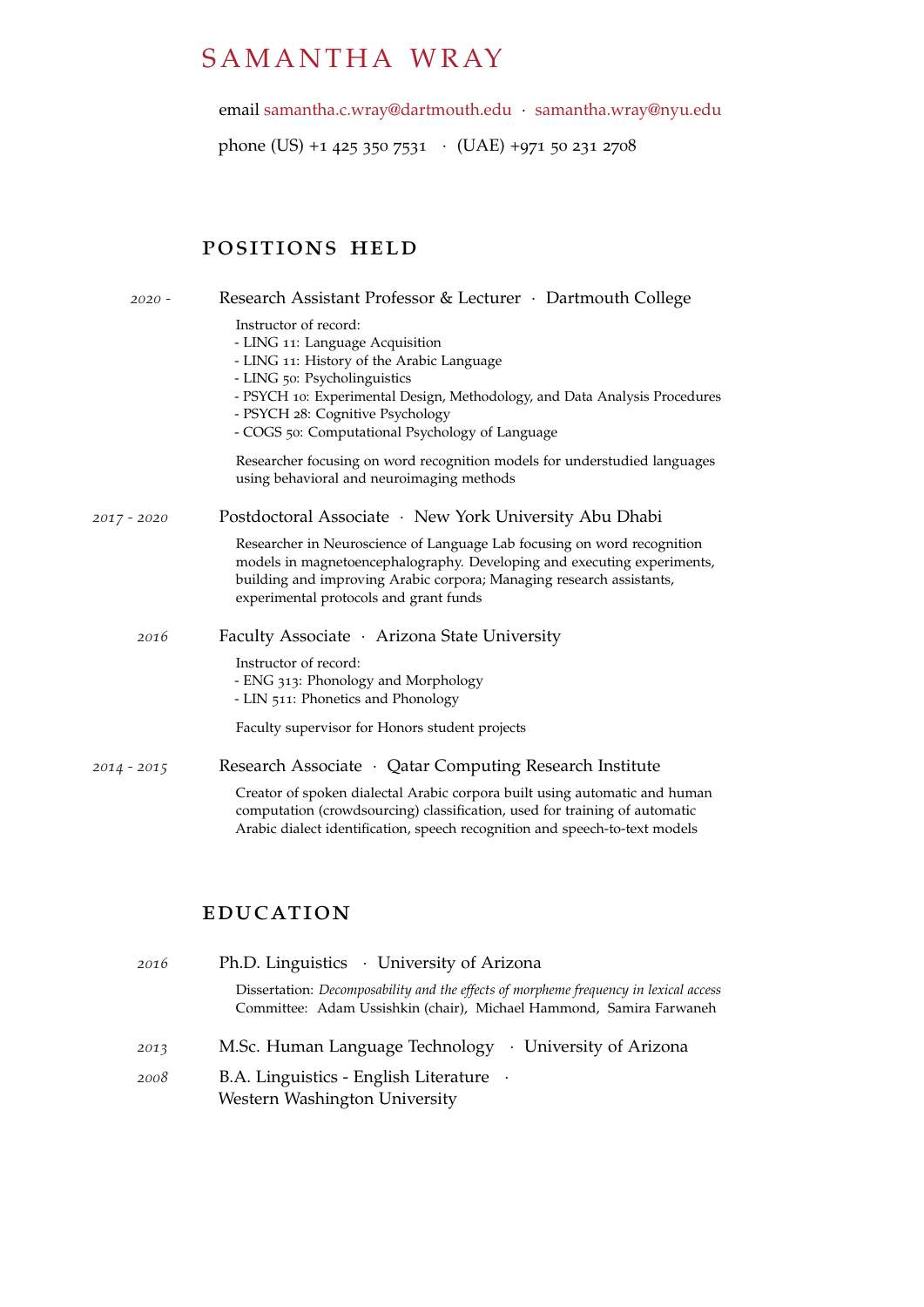# SAMANTHA WRAY

email samantha.c.wray@dartmouth.edu · samantha.wray@nyu.edu

phone (US) +1 425 350 7531 · (UAE) +971 50 231 2708

## POSITIONS HELD

*2020 -* Research Assistant Professor & Lecturer · Dartmouth College

Instructor of record:
- LING 11: Language Acquisition
- LING 11: History of the Arabic Language
- LING 50: Psycholinguistics
- PSYCH 10: Experimental Design, Methodology, and Data Analysis Procedures
- PSYCH 28: Cognitive Psychology
- COGS 50: Computational Psychology of Language

Researcher focusing on word recognition models for understudied languages using behavioral and neuroimaging methods

*2017 - 2020* Postdoctoral Associate · New York University Abu Dhabi

Researcher in Neuroscience of Language Lab focusing on word recognition models in magnetoencephalography. Developing and executing experiments, building and improving Arabic corpora; Managing research assistants, experimental protocols and grant funds

*2016* Faculty Associate · Arizona State University

Instructor of record:
- ENG 313: Phonology and Morphology
- LIN 511: Phonetics and Phonology

Faculty supervisor for Honors student projects

*2014 - 2015* Research Associate · Qatar Computing Research Institute

Creator of spoken dialectal Arabic corpora built using automatic and human computation (crowdsourcing) classification, used for training of automatic Arabic dialect identification, speech recognition and speech-to-text models

## EDUCATION

*2016* Ph.D. Linguistics · University of Arizona

Dissertation: *Decomposability and the effects of morpheme frequency in lexical access*
Committee: Adam Ussishkin (chair), Michael Hammond, Samira Farwaneh

*2013* M.Sc. Human Language Technology · University of Arizona

*2008* B.A. Linguistics - English Literature · Western Washington University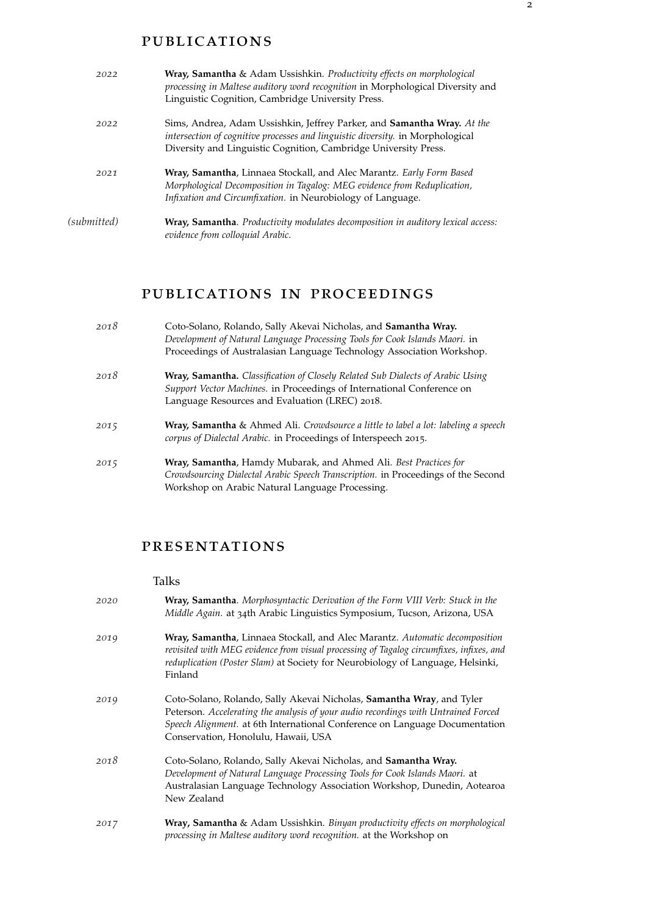## PUBLICATIONS

*2022* **Wray, Samantha** & Adam Ussishkin. *Productivity effects on morphological processing in Maltese auditory word recognition* in Morphological Diversity and Linguistic Cognition, Cambridge University Press.

*2022* Sims, Andrea, Adam Ussishkin, Jeffrey Parker, and **Samantha Wray.** *At the intersection of cognitive processes and linguistic diversity.* in Morphological Diversity and Linguistic Cognition, Cambridge University Press.

*2021* **Wray, Samantha**, Linnaea Stockall, and Alec Marantz. *Early Form Based Morphological Decomposition in Tagalog: MEG evidence from Reduplication, Infixation and Circumfixation.* in Neurobiology of Language.

*(submitted)* **Wray, Samantha**. *Productivity modulates decomposition in auditory lexical access: evidence from colloquial Arabic.*

## PUBLICATIONS IN PROCEEDINGS

*2018* Coto-Solano, Rolando, Sally Akevai Nicholas, and **Samantha Wray.** *Development of Natural Language Processing Tools for Cook Islands Maori.* in Proceedings of Australasian Language Technology Association Workshop.

*2018* **Wray, Samantha.** *Classification of Closely Related Sub Dialects of Arabic Using Support Vector Machines.* in Proceedings of International Conference on Language Resources and Evaluation (LREC) 2018.

*2015* **Wray, Samantha** & Ahmed Ali. *Crowdsource a little to label a lot: labeling a speech corpus of Dialectal Arabic.* in Proceedings of Interspeech 2015.

*2015* **Wray, Samantha**, Hamdy Mubarak, and Ahmed Ali. *Best Practices for Crowdsourcing Dialectal Arabic Speech Transcription.* in Proceedings of the Second Workshop on Arabic Natural Language Processing.

## PRESENTATIONS

### Talks

*2020* **Wray, Samantha**. *Morphosyntactic Derivation of the Form VIII Verb: Stuck in the Middle Again.* at 34th Arabic Linguistics Symposium, Tucson, Arizona, USA

*2019* **Wray, Samantha**, Linnaea Stockall, and Alec Marantz. *Automatic decomposition revisited with MEG evidence from visual processing of Tagalog circumfixes, infixes, and reduplication (Poster Slam)* at Society for Neurobiology of Language, Helsinki, Finland

*2019* Coto-Solano, Rolando, Sally Akevai Nicholas, **Samantha Wray**, and Tyler Peterson. *Accelerating the analysis of your audio recordings with Untrained Forced Speech Alignment.* at 6th International Conference on Language Documentation Conservation, Honolulu, Hawaii, USA

*2018* Coto-Solano, Rolando, Sally Akevai Nicholas, and **Samantha Wray.** *Development of Natural Language Processing Tools for Cook Islands Maori.* at Australasian Language Technology Association Workshop, Dunedin, Aotearoa New Zealand

*2017* **Wray, Samantha** & Adam Ussishkin. *Binyan productivity effects on morphological processing in Maltese auditory word recognition.* at the Workshop on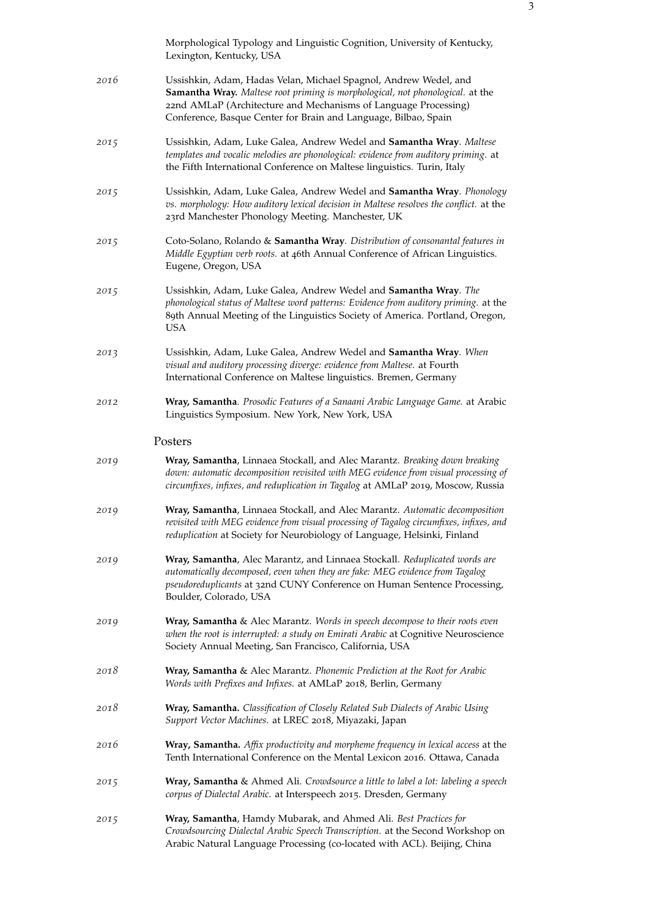Morphological Typology and Linguistic Cognition, University of Kentucky, Lexington, Kentucky, USA

*2016* Ussishkin, Adam, Hadas Velan, Michael Spagnol, Andrew Wedel, and **Samantha Wray.** *Maltese root priming is morphological, not phonological.* at the 22nd AMLaP (Architecture and Mechanisms of Language Processing) Conference, Basque Center for Brain and Language, Bilbao, Spain

*2015* Ussishkin, Adam, Luke Galea, Andrew Wedel and **Samantha Wray**. *Maltese templates and vocalic melodies are phonological: evidence from auditory priming.* at the Fifth International Conference on Maltese linguistics. Turin, Italy

*2015* Ussishkin, Adam, Luke Galea, Andrew Wedel and **Samantha Wray**. *Phonology vs. morphology: How auditory lexical decision in Maltese resolves the conflict.* at the 23rd Manchester Phonology Meeting. Manchester, UK

*2015* Coto-Solano, Rolando & **Samantha Wray**. *Distribution of consonantal features in Middle Egyptian verb roots.* at 46th Annual Conference of African Linguistics. Eugene, Oregon, USA

*2015* Ussishkin, Adam, Luke Galea, Andrew Wedel and **Samantha Wray**. *The phonological status of Maltese word patterns: Evidence from auditory priming.* at the 89th Annual Meeting of the Linguistics Society of America. Portland, Oregon, USA

*2013* Ussishkin, Adam, Luke Galea, Andrew Wedel and **Samantha Wray**. *When visual and auditory processing diverge: evidence from Maltese.* at Fourth International Conference on Maltese linguistics. Bremen, Germany

*2012* **Wray, Samantha**. *Prosodic Features of a Sanaani Arabic Language Game.* at Arabic Linguistics Symposium. New York, New York, USA

## Posters

*2019* **Wray, Samantha**, Linnaea Stockall, and Alec Marantz. *Breaking down breaking down: automatic decomposition revisited with MEG evidence from visual processing of circumfixes, infixes, and reduplication in Tagalog* at AMLaP 2019, Moscow, Russia

*2019* **Wray, Samantha**, Linnaea Stockall, and Alec Marantz. *Automatic decomposition revisited with MEG evidence from visual processing of Tagalog circumfixes, infixes, and reduplication* at Society for Neurobiology of Language, Helsinki, Finland

*2019* **Wray, Samantha**, Alec Marantz, and Linnaea Stockall. *Reduplicated words are automatically decomposed, even when they are fake: MEG evidence from Tagalog pseudoreduplicants* at 32nd CUNY Conference on Human Sentence Processing, Boulder, Colorado, USA

*2019* **Wray, Samantha** & Alec Marantz. *Words in speech decompose to their roots even when the root is interrupted: a study on Emirati Arabic* at Cognitive Neuroscience Society Annual Meeting, San Francisco, California, USA

*2018* **Wray, Samantha** & Alec Marantz. *Phonemic Prediction at the Root for Arabic Words with Prefixes and Infixes.* at AMLaP 2018, Berlin, Germany

*2018* **Wray, Samantha.** *Classification of Closely Related Sub Dialects of Arabic Using Support Vector Machines.* at LREC 2018, Miyazaki, Japan

*2016* **Wray, Samantha.** *Affix productivity and morpheme frequency in lexical access* at the Tenth International Conference on the Mental Lexicon 2016. Ottawa, Canada

*2015* **Wray, Samantha** & Ahmed Ali. *Crowdsource a little to label a lot: labeling a speech corpus of Dialectal Arabic.* at Interspeech 2015. Dresden, Germany

*2015* **Wray, Samantha**, Hamdy Mubarak, and Ahmed Ali. *Best Practices for Crowdsourcing Dialectal Arabic Speech Transcription.* at the Second Workshop on Arabic Natural Language Processing (co-located with ACL). Beijing, China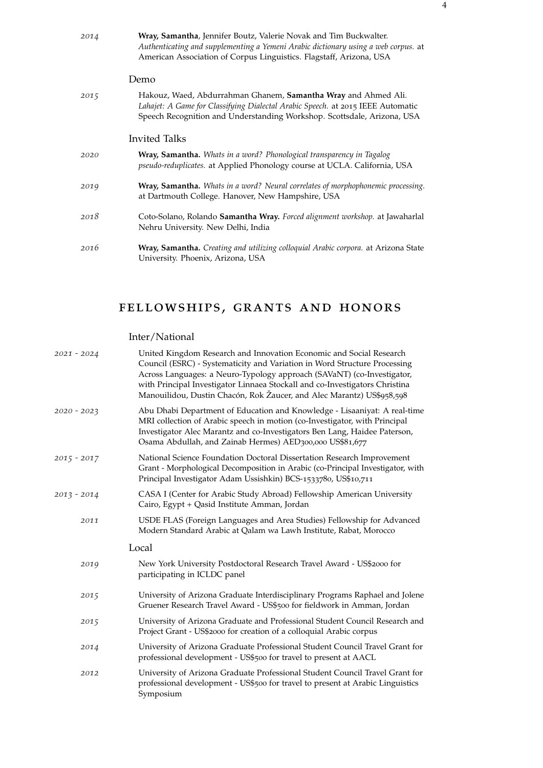2014 **Wray, Samantha**, Jennifer Boutz, Valerie Novak and Tim Buckwalter. *Authenticating and supplementing a Yemeni Arabic dictionary using a web corpus.* at American Association of Corpus Linguistics. Flagstaff, Arizona, USA

### Demo

2015 Hakouz, Waed, Abdurrahman Ghanem, **Samantha Wray** and Ahmed Ali. *Lahajet: A Game for Classifying Dialectal Arabic Speech.* at 2015 IEEE Automatic Speech Recognition and Understanding Workshop. Scottsdale, Arizona, USA

### Invited Talks

2020 **Wray, Samantha.** *Whats in a word? Phonological transparency in Tagalog pseudo-reduplicates.* at Applied Phonology course at UCLA. California, USA

2019 **Wray, Samantha.** *Whats in a word? Neural correlates of morphophonemic processing.* at Dartmouth College. Hanover, New Hampshire, USA

2018 Coto-Solano, Rolando **Samantha Wray.** *Forced alignment workshop.* at Jawaharlal Nehru University. New Delhi, India

2016 **Wray, Samantha.** *Creating and utilizing colloquial Arabic corpora.* at Arizona State University. Phoenix, Arizona, USA

## FELLOWSHIPS, GRANTS AND HONORS

### Inter/National

2021 - 2024 United Kingdom Research and Innovation Economic and Social Research Council (ESRC) - Systematicity and Variation in Word Structure Processing Across Languages: a Neuro-Typology approach (SAVaNT) (co-Investigator, with Principal Investigator Linnaea Stockall and co-Investigators Christina Manouilidou, Dustin Chacón, Rok Žaucer, and Alec Marantz) US$958,598

2020 - 2023 Abu Dhabi Department of Education and Knowledge - Lisaaniyat: A real-time MRI collection of Arabic speech in motion (co-Investigator, with Principal Investigator Alec Marantz and co-Investigators Ben Lang, Haidee Paterson, Osama Abdullah, and Zainab Hermes) AED300,000 US$81,677

2015 - 2017 National Science Foundation Doctoral Dissertation Research Improvement Grant - Morphological Decomposition in Arabic (co-Principal Investigator, with Principal Investigator Adam Ussishkin) BCS-1533780, US$10,711

2013 - 2014 CASA I (Center for Arabic Study Abroad) Fellowship American University Cairo, Egypt + Qasid Institute Amman, Jordan

2011 USDE FLAS (Foreign Languages and Area Studies) Fellowship for Advanced Modern Standard Arabic at Qalam wa Lawh Institute, Rabat, Morocco

### Local

2019 New York University Postdoctoral Research Travel Award - US$2000 for participating in ICLDC panel

2015 University of Arizona Graduate Interdisciplinary Programs Raphael and Jolene Gruener Research Travel Award - US$500 for fieldwork in Amman, Jordan

2015 University of Arizona Graduate and Professional Student Council Research and Project Grant - US$2000 for creation of a colloquial Arabic corpus

2014 University of Arizona Graduate Professional Student Council Travel Grant for professional development - US$500 for travel to present at AACL

2012 University of Arizona Graduate Professional Student Council Travel Grant for professional development - US$500 for travel to present at Arabic Linguistics Symposium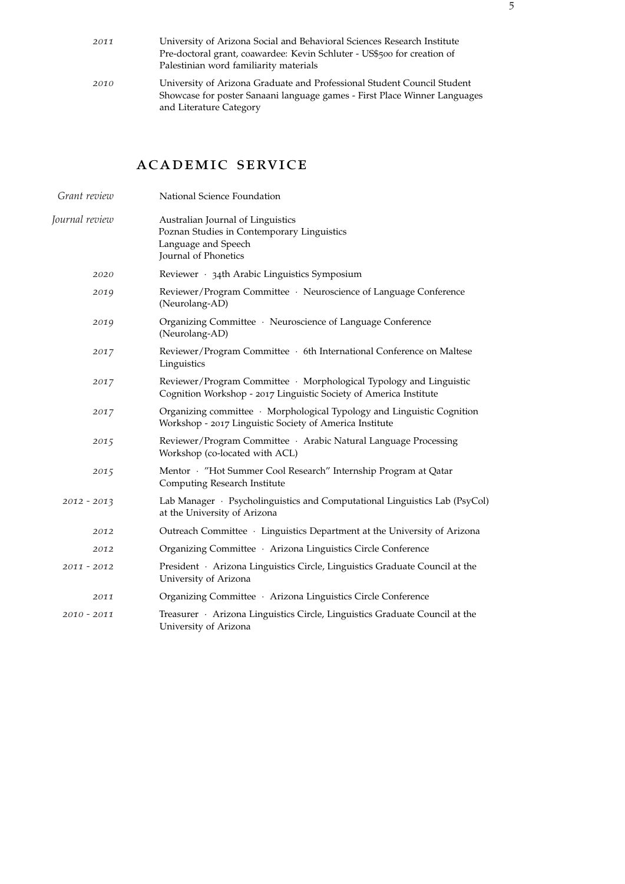*2011* University of Arizona Social and Behavioral Sciences Research Institute Pre-doctoral grant, coawardee: Kevin Schluter - US$500 for creation of Palestinian word familiarity materials

*2010* University of Arizona Graduate and Professional Student Council Student Showcase for poster Sanaani language games - First Place Winner Languages and Literature Category

## ACADEMIC SERVICE

*Grant review* National Science Foundation

*Journal review* Australian Journal of Linguistics
Poznan Studies in Contemporary Linguistics
Language and Speech
Journal of Phonetics

*2020* Reviewer · 34th Arabic Linguistics Symposium

*2019* Reviewer/Program Committee · Neuroscience of Language Conference (Neurolang-AD)

*2019* Organizing Committee · Neuroscience of Language Conference (Neurolang-AD)

*2017* Reviewer/Program Committee · 6th International Conference on Maltese Linguistics

*2017* Reviewer/Program Committee · Morphological Typology and Linguistic Cognition Workshop - 2017 Linguistic Society of America Institute

*2017* Organizing committee · Morphological Typology and Linguistic Cognition Workshop - 2017 Linguistic Society of America Institute

*2015* Reviewer/Program Committee · Arabic Natural Language Processing Workshop (co-located with ACL)

*2015* Mentor · "Hot Summer Cool Research" Internship Program at Qatar Computing Research Institute

*2012 - 2013* Lab Manager · Psycholinguistics and Computational Linguistics Lab (PsyCol) at the University of Arizona

*2012* Outreach Committee · Linguistics Department at the University of Arizona

*2012* Organizing Committee · Arizona Linguistics Circle Conference

*2011 - 2012* President · Arizona Linguistics Circle, Linguistics Graduate Council at the University of Arizona

*2011* Organizing Committee · Arizona Linguistics Circle Conference

*2010 - 2011* Treasurer · Arizona Linguistics Circle, Linguistics Graduate Council at the University of Arizona